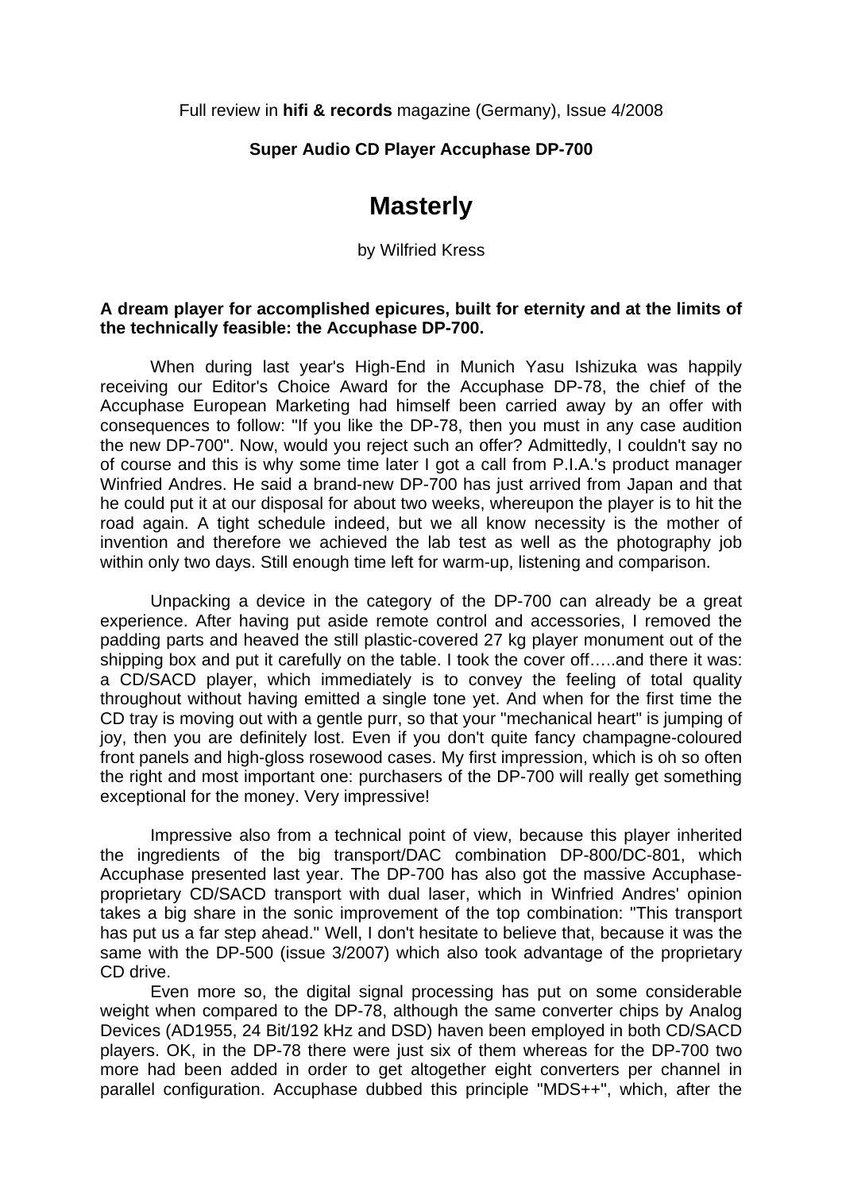Full review in **hifi & records** magazine (Germany), Issue 4/2008

**Super Audio CD Player Accuphase DP-700**

# Masterly

by Wilfried Kress

**A dream player for accomplished epicures, built for eternity and at the limits of the technically feasible: the Accuphase DP-700.**

When during last year's High-End in Munich Yasu Ishizuka was happily receiving our Editor's Choice Award for the Accuphase DP-78, the chief of the Accuphase European Marketing had himself been carried away by an offer with consequences to follow: "If you like the DP-78, then you must in any case audition the new DP-700". Now, would you reject such an offer? Admittedly, I couldn't say no of course and this is why some time later I got a call from P.I.A.'s product manager Winfried Andres. He said a brand-new DP-700 has just arrived from Japan and that he could put it at our disposal for about two weeks, whereupon the player is to hit the road again. A tight schedule indeed, but we all know necessity is the mother of invention and therefore we achieved the lab test as well as the photography job within only two days. Still enough time left for warm-up, listening and comparison.

Unpacking a device in the category of the DP-700 can already be a great experience. After having put aside remote control and accessories, I removed the padding parts and heaved the still plastic-covered 27 kg player monument out of the shipping box and put it carefully on the table. I took the cover off…..and there it was: a CD/SACD player, which immediately is to convey the feeling of total quality throughout without having emitted a single tone yet. And when for the first time the CD tray is moving out with a gentle purr, so that your "mechanical heart" is jumping of joy, then you are definitely lost. Even if you don't quite fancy champagne-coloured front panels and high-gloss rosewood cases. My first impression, which is oh so often the right and most important one: purchasers of the DP-700 will really get something exceptional for the money. Very impressive!

Impressive also from a technical point of view, because this player inherited the ingredients of the big transport/DAC combination DP-800/DC-801, which Accuphase presented last year. The DP-700 has also got the massive Accuphase-proprietary CD/SACD transport with dual laser, which in Winfried Andres' opinion takes a big share in the sonic improvement of the top combination: "This transport has put us a far step ahead." Well, I don't hesitate to believe that, because it was the same with the DP-500 (issue 3/2007) which also took advantage of the proprietary CD drive.

Even more so, the digital signal processing has put on some considerable weight when compared to the DP-78, although the same converter chips by Analog Devices (AD1955, 24 Bit/192 kHz and DSD) haven been employed in both CD/SACD players. OK, in the DP-78 there were just six of them whereas for the DP-700 two more had been added in order to get altogether eight converters per channel in parallel configuration. Accuphase dubbed this principle "MDS++", which, after the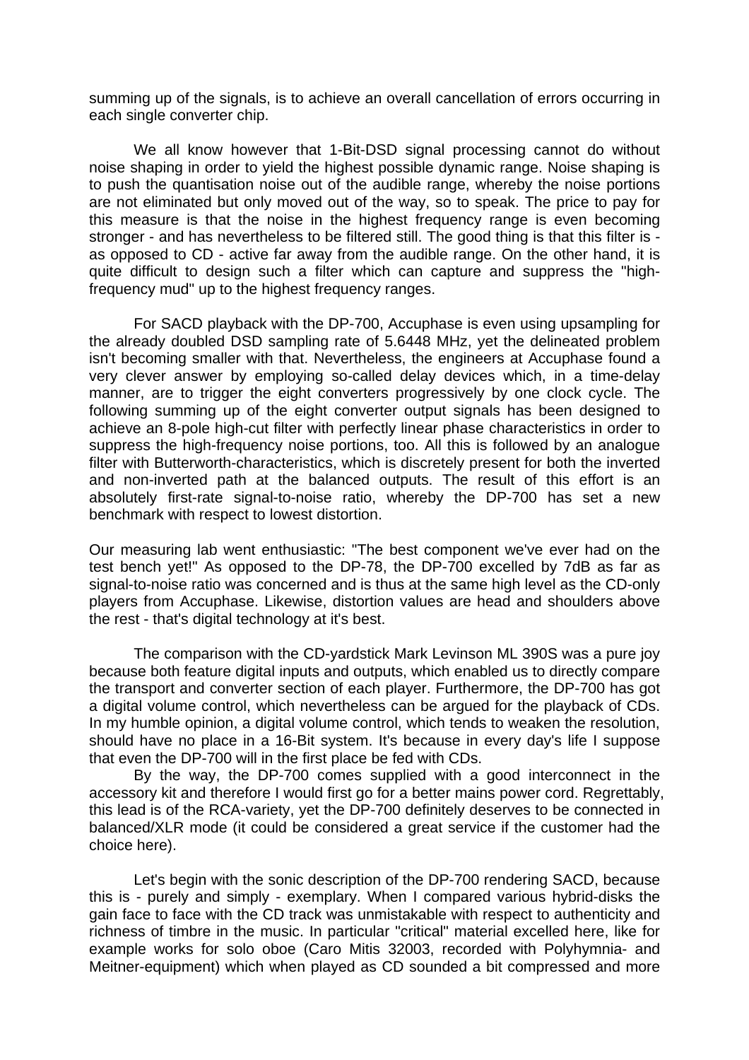summing up of the signals, is to achieve an overall cancellation of errors occurring in each single converter chip.

We all know however that 1-Bit-DSD signal processing cannot do without noise shaping in order to yield the highest possible dynamic range. Noise shaping is to push the quantisation noise out of the audible range, whereby the noise portions are not eliminated but only moved out of the way, so to speak. The price to pay for this measure is that the noise in the highest frequency range is even becoming stronger - and has nevertheless to be filtered still. The good thing is that this filter is - as opposed to CD - active far away from the audible range. On the other hand, it is quite difficult to design such a filter which can capture and suppress the "high-frequency mud" up to the highest frequency ranges.

For SACD playback with the DP-700, Accuphase is even using upsampling for the already doubled DSD sampling rate of 5.6448 MHz, yet the delineated problem isn't becoming smaller with that. Nevertheless, the engineers at Accuphase found a very clever answer by employing so-called delay devices which, in a time-delay manner, are to trigger the eight converters progressively by one clock cycle. The following summing up of the eight converter output signals has been designed to achieve an 8-pole high-cut filter with perfectly linear phase characteristics in order to suppress the high-frequency noise portions, too. All this is followed by an analogue filter with Butterworth-characteristics, which is discretely present for both the inverted and non-inverted path at the balanced outputs. The result of this effort is an absolutely first-rate signal-to-noise ratio, whereby the DP-700 has set a new benchmark with respect to lowest distortion.

Our measuring lab went enthusiastic: "The best component we've ever had on the test bench yet!" As opposed to the DP-78, the DP-700 excelled by 7dB as far as signal-to-noise ratio was concerned and is thus at the same high level as the CD-only players from Accuphase. Likewise, distortion values are head and shoulders above the rest - that's digital technology at it's best.

The comparison with the CD-yardstick Mark Levinson ML 390S was a pure joy because both feature digital inputs and outputs, which enabled us to directly compare the transport and converter section of each player. Furthermore, the DP-700 has got a digital volume control, which nevertheless can be argued for the playback of CDs. In my humble opinion, a digital volume control, which tends to weaken the resolution, should have no place in a 16-Bit system. It's because in every day's life I suppose that even the DP-700 will in the first place be fed with CDs.

By the way, the DP-700 comes supplied with a good interconnect in the accessory kit and therefore I would first go for a better mains power cord. Regrettably, this lead is of the RCA-variety, yet the DP-700 definitely deserves to be connected in balanced/XLR mode (it could be considered a great service if the customer had the choice here).

Let's begin with the sonic description of the DP-700 rendering SACD, because this is - purely and simply - exemplary. When I compared various hybrid-disks the gain face to face with the CD track was unmistakable with respect to authenticity and richness of timbre in the music. In particular "critical" material excelled here, like for example works for solo oboe (Caro Mitis 32003, recorded with Polyhymnia- and Meitner-equipment) which when played as CD sounded a bit compressed and more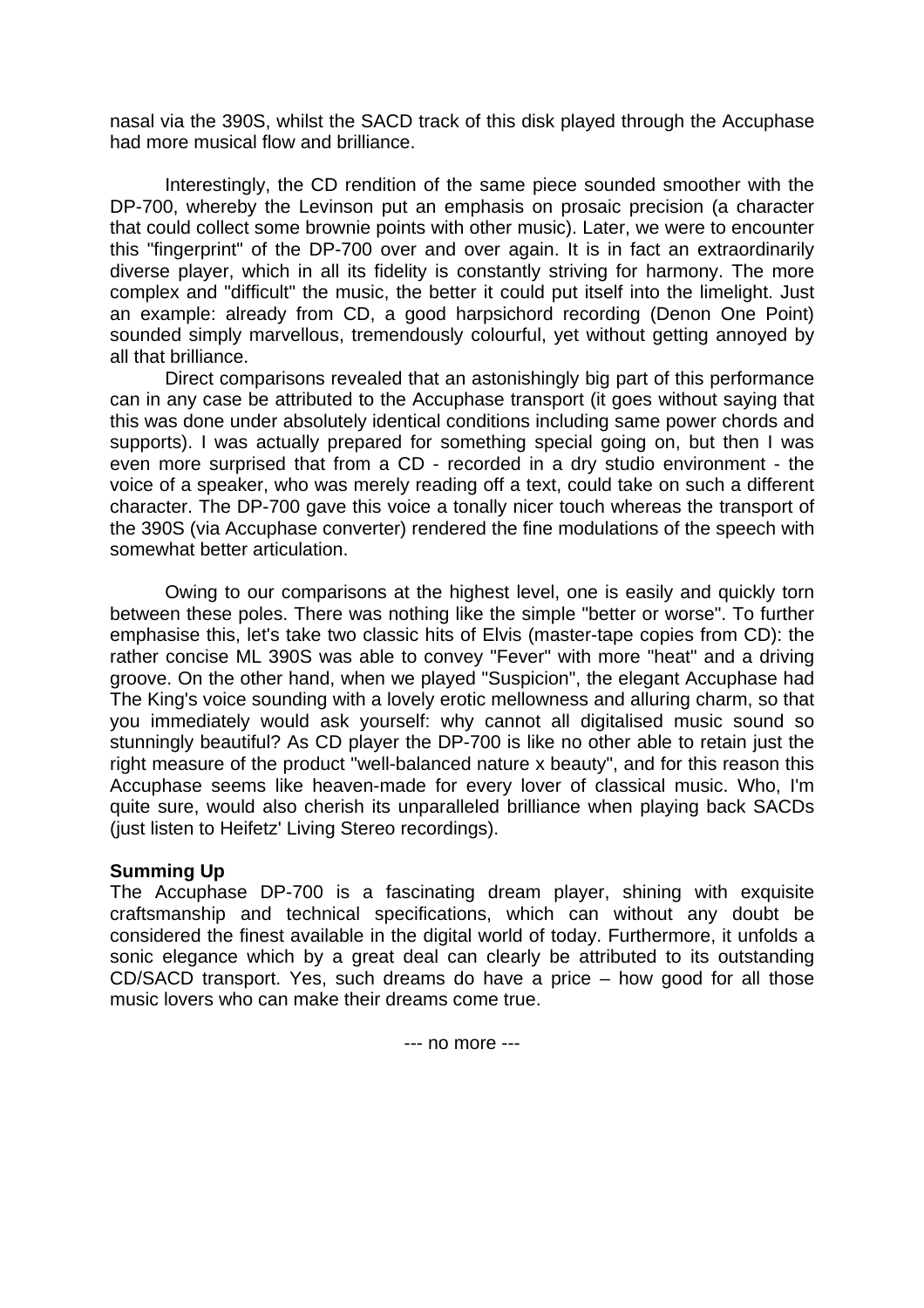nasal via the 390S, whilst the SACD track of this disk played through the Accuphase had more musical flow and brilliance.

Interestingly, the CD rendition of the same piece sounded smoother with the DP-700, whereby the Levinson put an emphasis on prosaic precision (a character that could collect some brownie points with other music). Later, we were to encounter this "fingerprint" of the DP-700 over and over again. It is in fact an extraordinarily diverse player, which in all its fidelity is constantly striving for harmony. The more complex and "difficult" the music, the better it could put itself into the limelight. Just an example: already from CD, a good harpsichord recording (Denon One Point) sounded simply marvellous, tremendously colourful, yet without getting annoyed by all that brilliance.

Direct comparisons revealed that an astonishingly big part of this performance can in any case be attributed to the Accuphase transport (it goes without saying that this was done under absolutely identical conditions including same power chords and supports). I was actually prepared for something special going on, but then I was even more surprised that from a CD - recorded in a dry studio environment - the voice of a speaker, who was merely reading off a text, could take on such a different character. The DP-700 gave this voice a tonally nicer touch whereas the transport of the 390S (via Accuphase converter) rendered the fine modulations of the speech with somewhat better articulation.

Owing to our comparisons at the highest level, one is easily and quickly torn between these poles. There was nothing like the simple "better or worse". To further emphasise this, let's take two classic hits of Elvis (master-tape copies from CD): the rather concise ML 390S was able to convey "Fever" with more "heat" and a driving groove. On the other hand, when we played "Suspicion", the elegant Accuphase had The King's voice sounding with a lovely erotic mellowness and alluring charm, so that you immediately would ask yourself: why cannot all digitalised music sound so stunningly beautiful? As CD player the DP-700 is like no other able to retain just the right measure of the product "well-balanced nature x beauty", and for this reason this Accuphase seems like heaven-made for every lover of classical music. Who, I'm quite sure, would also cherish its unparalleled brilliance when playing back SACDs (just listen to Heifetz' Living Stereo recordings).

**Summing Up**

The Accuphase DP-700 is a fascinating dream player, shining with exquisite craftsmanship and technical specifications, which can without any doubt be considered the finest available in the digital world of today. Furthermore, it unfolds a sonic elegance which by a great deal can clearly be attributed to its outstanding CD/SACD transport. Yes, such dreams do have a price – how good for all those music lovers who can make their dreams come true.

--- no more ---